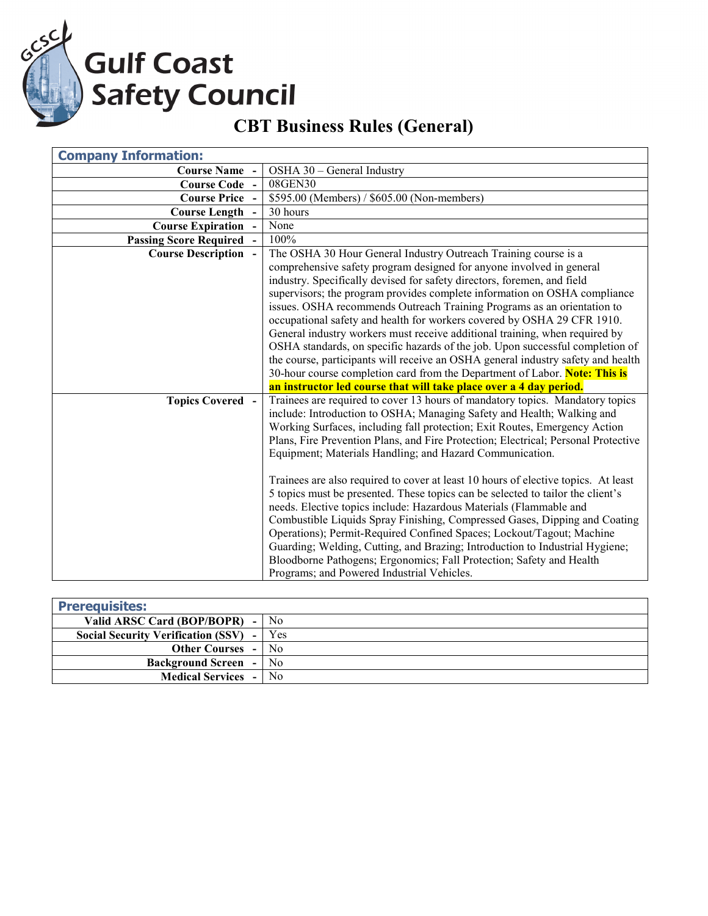# Gulf Coast Safety Council

## CBT Business Rules (General)

| Company Information: | |
|---|---|
| **Course Name -** | OSHA 30 – General Industry |
| **Course Code -** | 08GEN30 |
| **Course Price -** | $595.00 (Members) / $605.00 (Non-members) |
| **Course Length -** | 30 hours |
| **Course Expiration -** | None |
| **Passing Score Required -** | 100% |
| **Course Description -** | The OSHA 30 Hour General Industry Outreach Training course is a comprehensive safety program designed for anyone involved in general industry. Specifically devised for safety directors, foremen, and field supervisors; the program provides complete information on OSHA compliance issues. OSHA recommends Outreach Training Programs as an orientation to occupational safety and health for workers covered by OSHA 29 CFR 1910. General industry workers must receive additional training, when required by OSHA standards, on specific hazards of the job. Upon successful completion of the course, participants will receive an OSHA general industry safety and health 30-hour course completion card from the Department of Labor. **Note: This is an instructor led course that will take place over a 4 day period.** |
| **Topics Covered -** | Trainees are required to cover 13 hours of mandatory topics. Mandatory topics include: Introduction to OSHA; Managing Safety and Health; Walking and Working Surfaces, including fall protection; Exit Routes, Emergency Action Plans, Fire Prevention Plans, and Fire Protection; Electrical; Personal Protective Equipment; Materials Handling; and Hazard Communication.<br><br>Trainees are also required to cover at least 10 hours of elective topics. At least 5 topics must be presented. These topics can be selected to tailor the client's needs. Elective topics include: Hazardous Materials (Flammable and Combustible Liquids Spray Finishing, Compressed Gases, Dipping and Coating Operations); Permit-Required Confined Spaces; Lockout/Tagout; Machine Guarding; Welding, Cutting, and Brazing; Introduction to Industrial Hygiene; Bloodborne Pathogens; Ergonomics; Fall Protection; Safety and Health Programs; and Powered Industrial Vehicles. |

| Prerequisites: | |
|---|---|
| **Valid ARSC Card (BOP/BOPR) -** | No |
| **Social Security Verification (SSV) -** | Yes |
| **Other Courses -** | No |
| **Background Screen -** | No |
| **Medical Services -** | No |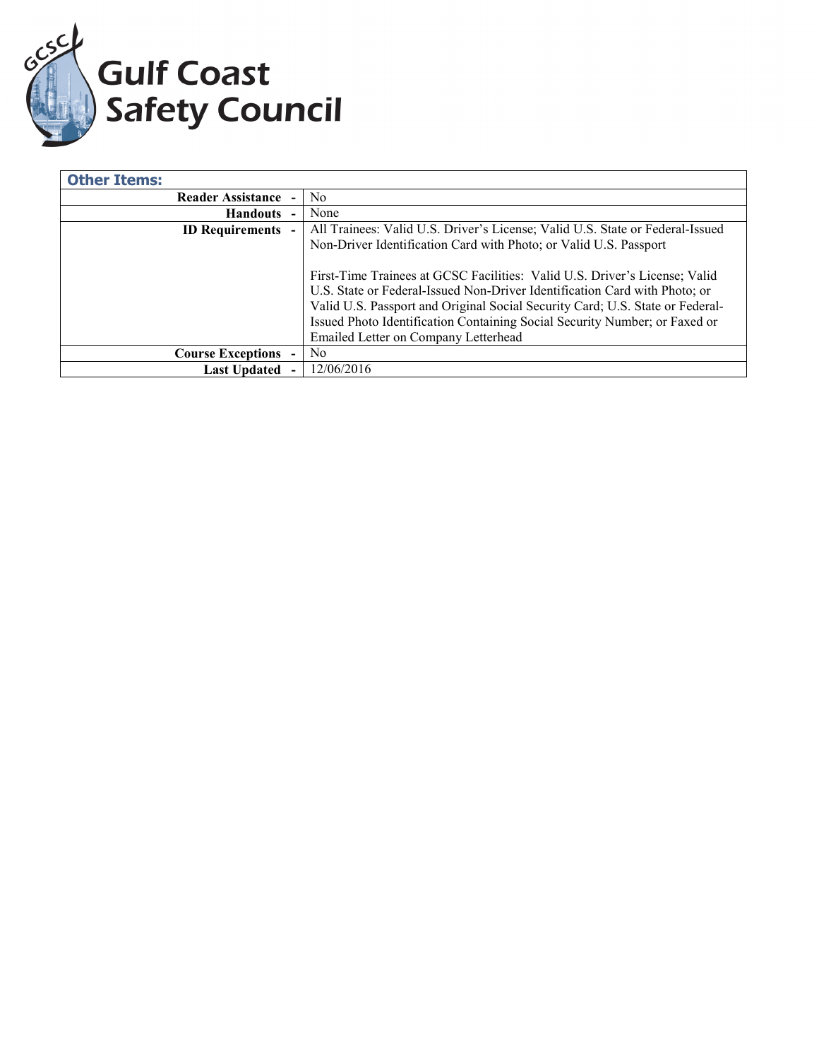| Other Items: | |
|---|---|
| **Reader Assistance -** | No |
| **Handouts -** | None |
| **ID Requirements -** | All Trainees: Valid U.S. Driver's License; Valid U.S. State or Federal-Issued Non-Driver Identification Card with Photo; or Valid U.S. Passport<br><br>First-Time Trainees at GCSC Facilities: Valid U.S. Driver's License; Valid U.S. State or Federal-Issued Non-Driver Identification Card with Photo; or Valid U.S. Passport and Original Social Security Card; U.S. State or Federal-Issued Photo Identification Containing Social Security Number; or Faxed or Emailed Letter on Company Letterhead |
| **Course Exceptions -** | No |
| **Last Updated -** | 12/06/2016 |